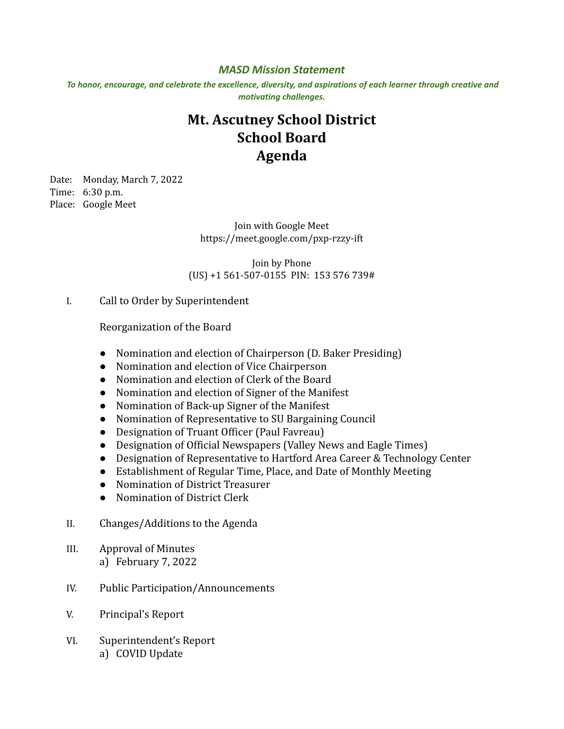***MASD Mission Statement***

***To honor, encourage, and celebrate the excellence, diversity, and aspirations of each learner through creative and motivating challenges.***

# Mt. Ascutney School District
# School Board
# Agenda

Date: Monday, March 7, 2022
Time: 6:30 p.m.
Place: Google Meet

Join with Google Meet
https://meet.google.com/pxp-rzzy-ift

Join by Phone
(US) +1 561-507-0155 PIN: 153 576 739#

I. Call to Order by Superintendent

Reorganization of the Board

- Nomination and election of Chairperson (D. Baker Presiding)
- Nomination and election of Vice Chairperson
- Nomination and election of Clerk of the Board
- Nomination and election of Signer of the Manifest
- Nomination of Back-up Signer of the Manifest
- Nomination of Representative to SU Bargaining Council
- Designation of Truant Officer (Paul Favreau)
- Designation of Official Newspapers (Valley News and Eagle Times)
- Designation of Representative to Hartford Area Career & Technology Center
- Establishment of Regular Time, Place, and Date of Monthly Meeting
- Nomination of District Treasurer
- Nomination of District Clerk

II. Changes/Additions to the Agenda

III. Approval of Minutes
  a) February 7, 2022

IV. Public Participation/Announcements

V. Principal's Report

VI. Superintendent's Report
  a) COVID Update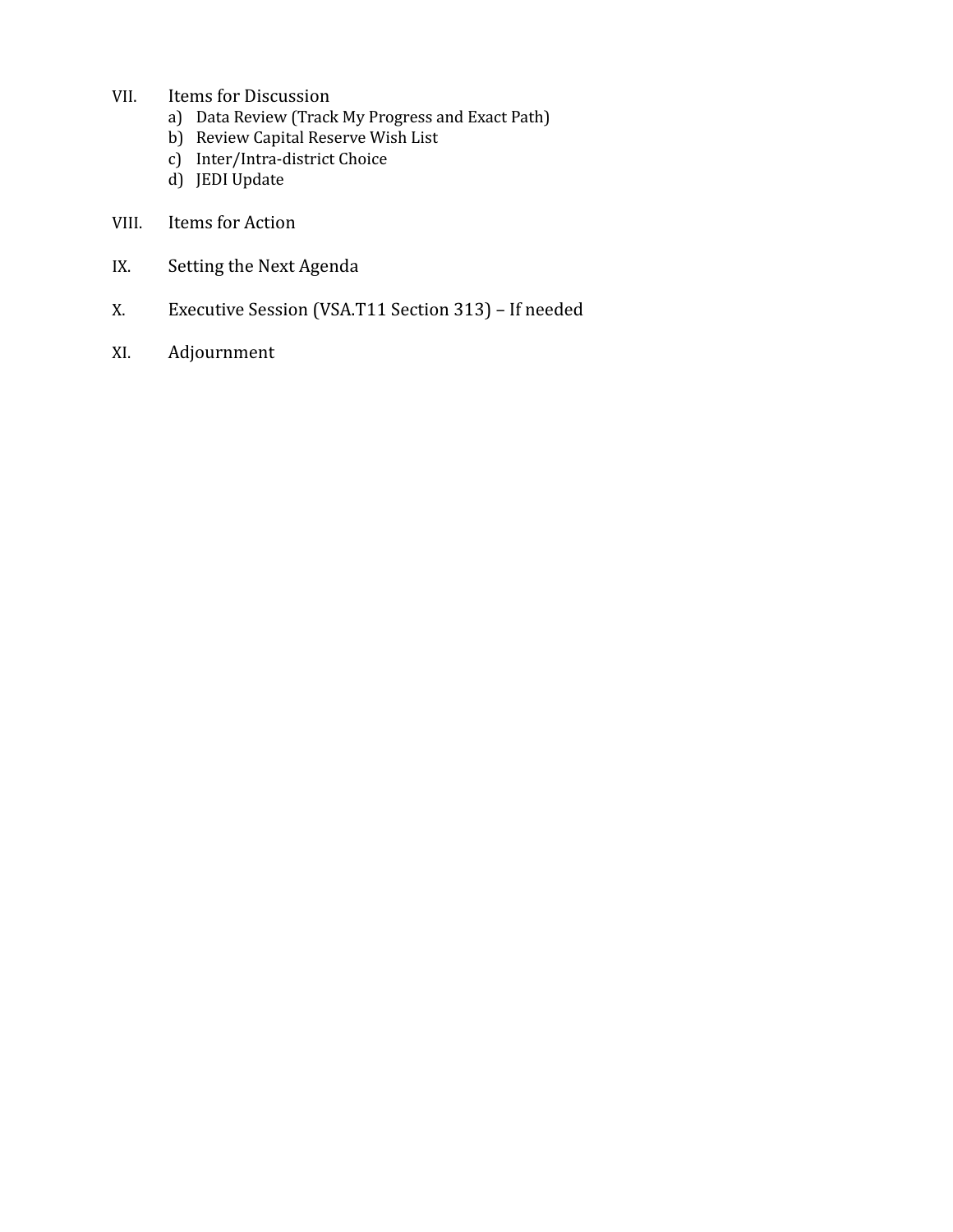VII. Items for Discussion
   a) Data Review (Track My Progress and Exact Path)
   b) Review Capital Reserve Wish List
   c) Inter/Intra-district Choice
   d) JEDI Update

VIII. Items for Action

IX. Setting the Next Agenda

X. Executive Session (VSA.T11 Section 313) – If needed

XI. Adjournment